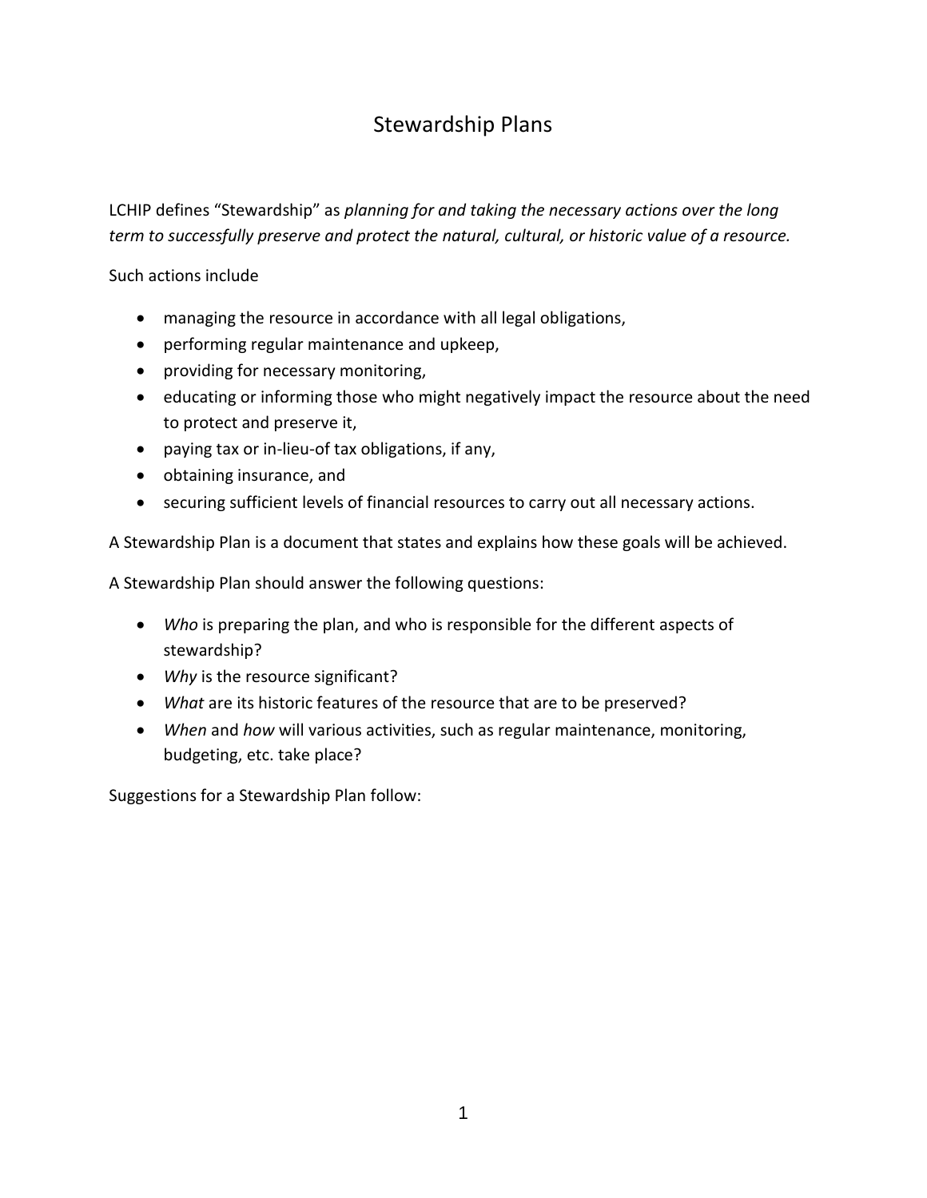# Stewardship Plans

LCHIP defines "Stewardship" as *planning for and taking the necessary actions over the long term to successfully preserve and protect the natural, cultural, or historic value of a resource.*

Such actions include

- managing the resource in accordance with all legal obligations,
- performing regular maintenance and upkeep,
- providing for necessary monitoring,
- educating or informing those who might negatively impact the resource about the need to protect and preserve it,
- paying tax or in-lieu-of tax obligations, if any,
- obtaining insurance, and
- securing sufficient levels of financial resources to carry out all necessary actions.

A Stewardship Plan is a document that states and explains how these goals will be achieved.

A Stewardship Plan should answer the following questions:

- *Who* is preparing the plan, and who is responsible for the different aspects of stewardship?
- *Why* is the resource significant?
- *What* are its historic features of the resource that are to be preserved?
- *When* and *how* will various activities, such as regular maintenance, monitoring, budgeting, etc. take place?

Suggestions for a Stewardship Plan follow: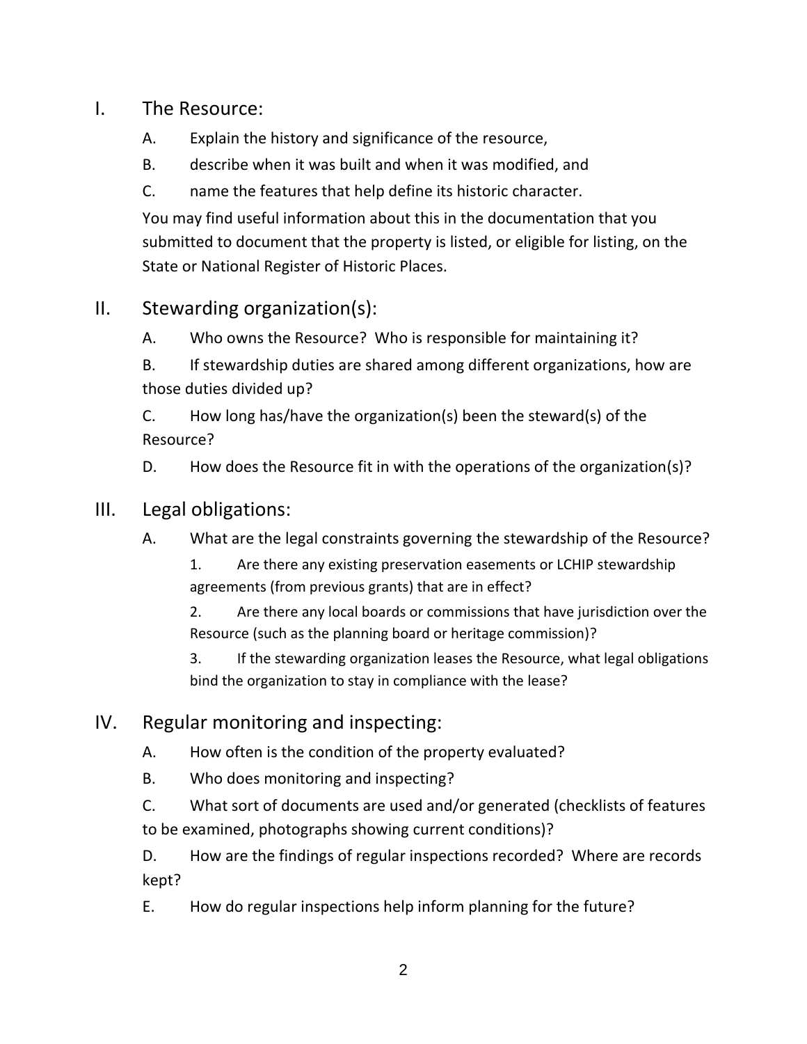## I. The Resource:

A. Explain the history and significance of the resource,

B. describe when it was built and when it was modified, and

C. name the features that help define its historic character.

You may find useful information about this in the documentation that you submitted to document that the property is listed, or eligible for listing, on the State or National Register of Historic Places.

## II. Stewarding organization(s):

A. Who owns the Resource? Who is responsible for maintaining it?

B. If stewardship duties are shared among different organizations, how are those duties divided up?

C. How long has/have the organization(s) been the steward(s) of the Resource?

D. How does the Resource fit in with the operations of the organization(s)?

## III. Legal obligations:

A. What are the legal constraints governing the stewardship of the Resource?

1. Are there any existing preservation easements or LCHIP stewardship agreements (from previous grants) that are in effect?

2. Are there any local boards or commissions that have jurisdiction over the Resource (such as the planning board or heritage commission)?

3. If the stewarding organization leases the Resource, what legal obligations bind the organization to stay in compliance with the lease?

## IV. Regular monitoring and inspecting:

A. How often is the condition of the property evaluated?

B. Who does monitoring and inspecting?

C. What sort of documents are used and/or generated (checklists of features to be examined, photographs showing current conditions)?

D. How are the findings of regular inspections recorded? Where are records kept?

E. How do regular inspections help inform planning for the future?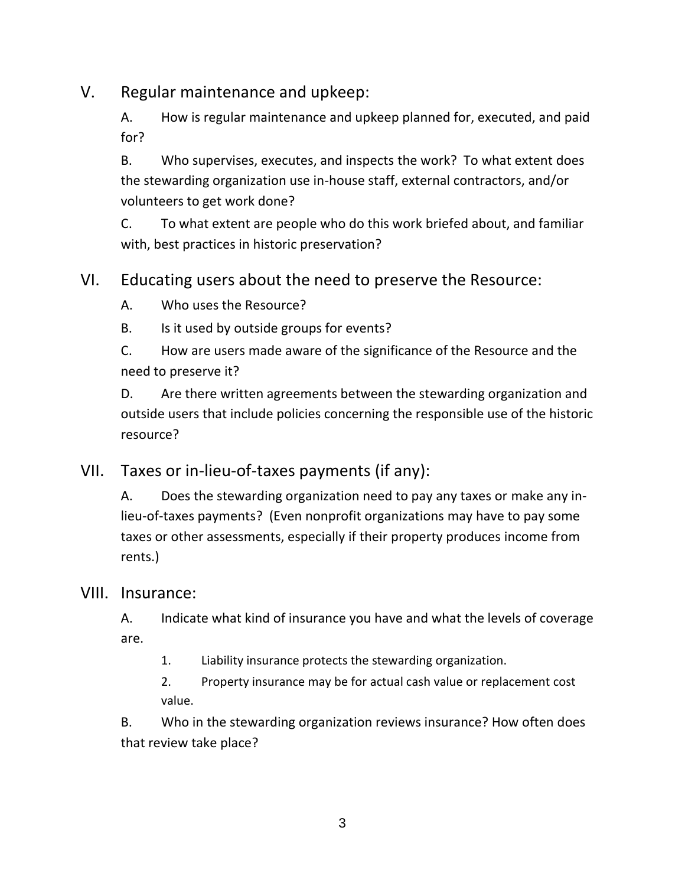## V. Regular maintenance and upkeep:

A. How is regular maintenance and upkeep planned for, executed, and paid for?

B. Who supervises, executes, and inspects the work? To what extent does the stewarding organization use in-house staff, external contractors, and/or volunteers to get work done?

C. To what extent are people who do this work briefed about, and familiar with, best practices in historic preservation?

## VI. Educating users about the need to preserve the Resource:

A. Who uses the Resource?

B. Is it used by outside groups for events?

C. How are users made aware of the significance of the Resource and the need to preserve it?

D. Are there written agreements between the stewarding organization and outside users that include policies concerning the responsible use of the historic resource?

## VII. Taxes or in-lieu-of-taxes payments (if any):

A. Does the stewarding organization need to pay any taxes or make any in-lieu-of-taxes payments? (Even nonprofit organizations may have to pay some taxes or other assessments, especially if their property produces income from rents.)

## VIII. Insurance:

A. Indicate what kind of insurance you have and what the levels of coverage are.

1. Liability insurance protects the stewarding organization.
2. Property insurance may be for actual cash value or replacement cost value.

B. Who in the stewarding organization reviews insurance? How often does that review take place?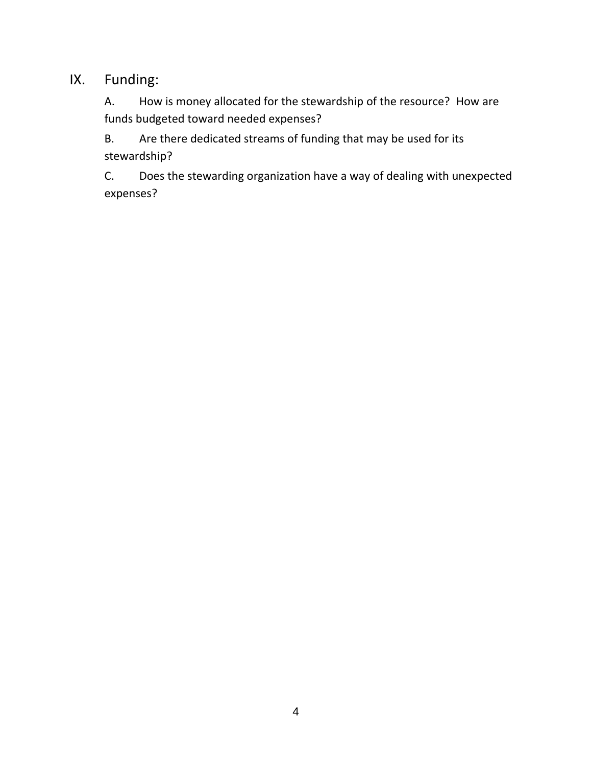## IX. Funding:

A. How is money allocated for the stewardship of the resource? How are funds budgeted toward needed expenses?

B. Are there dedicated streams of funding that may be used for its stewardship?

C. Does the stewarding organization have a way of dealing with unexpected expenses?